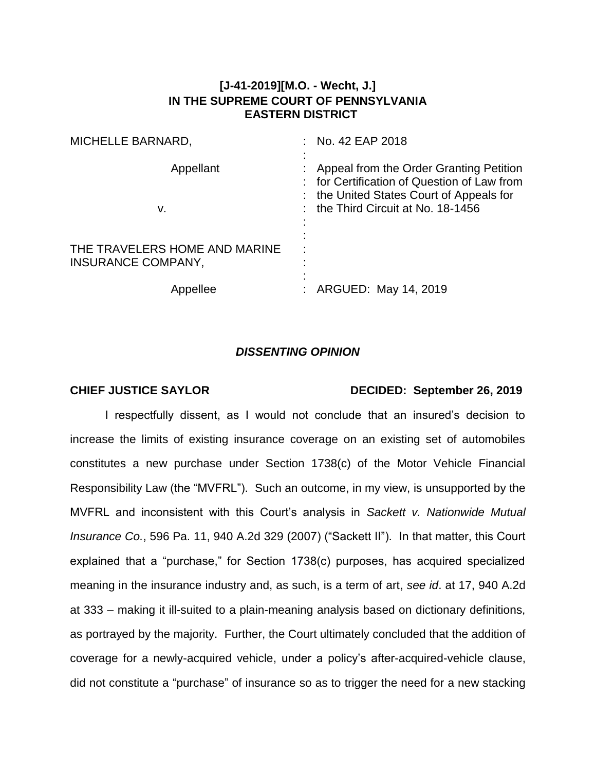**[J-41-2019][M.O. - Wecht, J.]**
**IN THE SUPREME COURT OF PENNSYLVANIA**
**EASTERN DISTRICT**

| | |
|---|---|
| MICHELLE BARNARD, | No. 42 EAP 2018 |
| Appellant | Appeal from the Order Granting Petition for Certification of Question of Law from the United States Court of Appeals for the Third Circuit at No. 18-1456 |
| v. | |
| THE TRAVELERS HOME AND MARINE INSURANCE COMPANY, | |
| Appellee | ARGUED: May 14, 2019 |

***DISSENTING OPINION***

**CHIEF JUSTICE SAYLOR** **DECIDED: September 26, 2019**

I respectfully dissent, as I would not conclude that an insured's decision to increase the limits of existing insurance coverage on an existing set of automobiles constitutes a new purchase under Section 1738(c) of the Motor Vehicle Financial Responsibility Law (the "MVFRL"). Such an outcome, in my view, is unsupported by the MVFRL and inconsistent with this Court's analysis in *Sackett v. Nationwide Mutual Insurance Co.*, 596 Pa. 11, 940 A.2d 329 (2007) ("Sackett II"). In that matter, this Court explained that a "purchase," for Section 1738(c) purposes, has acquired specialized meaning in the insurance industry and, as such, is a term of art, *see id*. at 17, 940 A.2d at 333 – making it ill-suited to a plain-meaning analysis based on dictionary definitions, as portrayed by the majority. Further, the Court ultimately concluded that the addition of coverage for a newly-acquired vehicle, under a policy's after-acquired-vehicle clause, did not constitute a "purchase" of insurance so as to trigger the need for a new stacking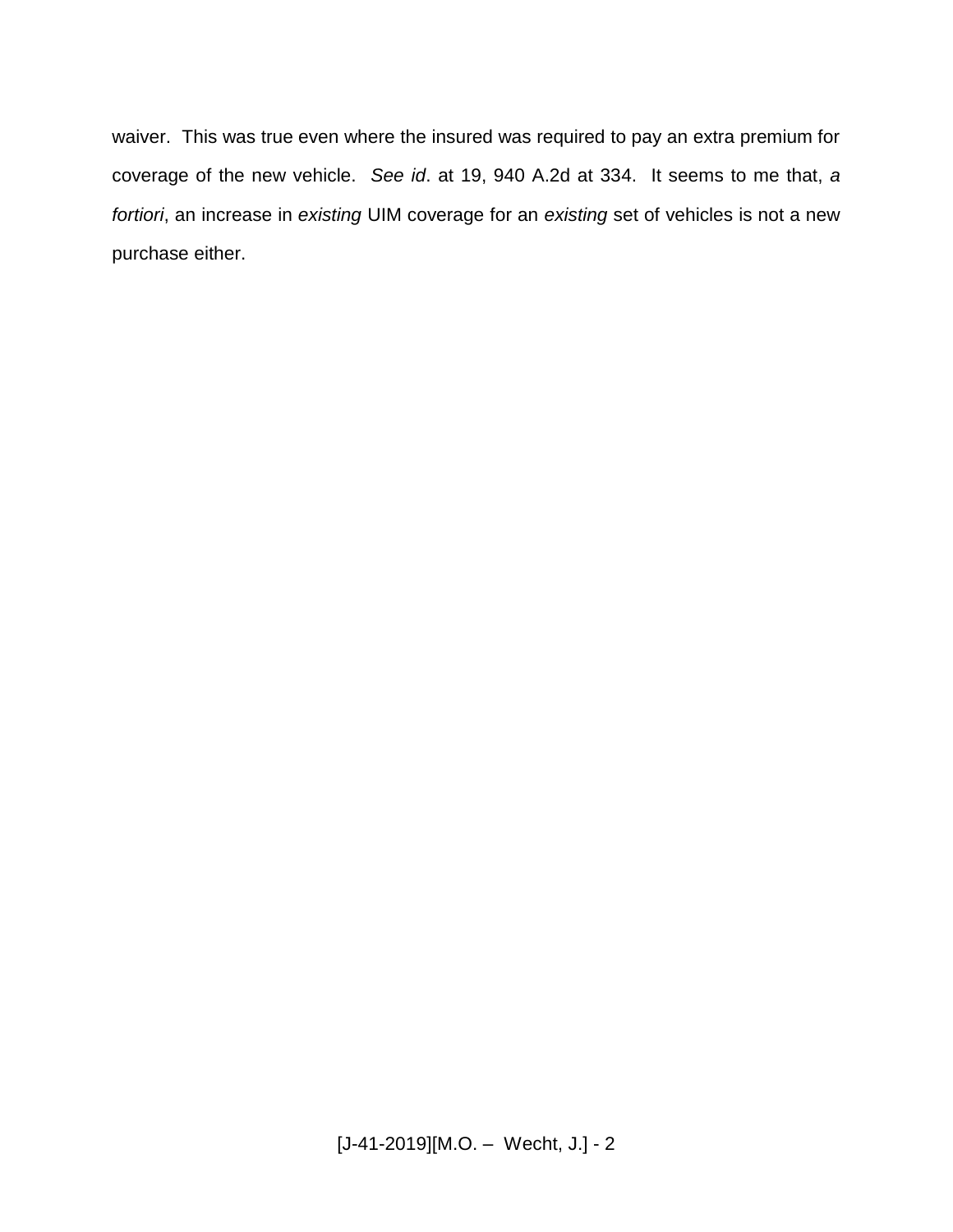waiver. This was true even where the insured was required to pay an extra premium for coverage of the new vehicle. *See id*. at 19, 940 A.2d at 334. It seems to me that, *a fortiori*, an increase in *existing* UIM coverage for an *existing* set of vehicles is not a new purchase either.